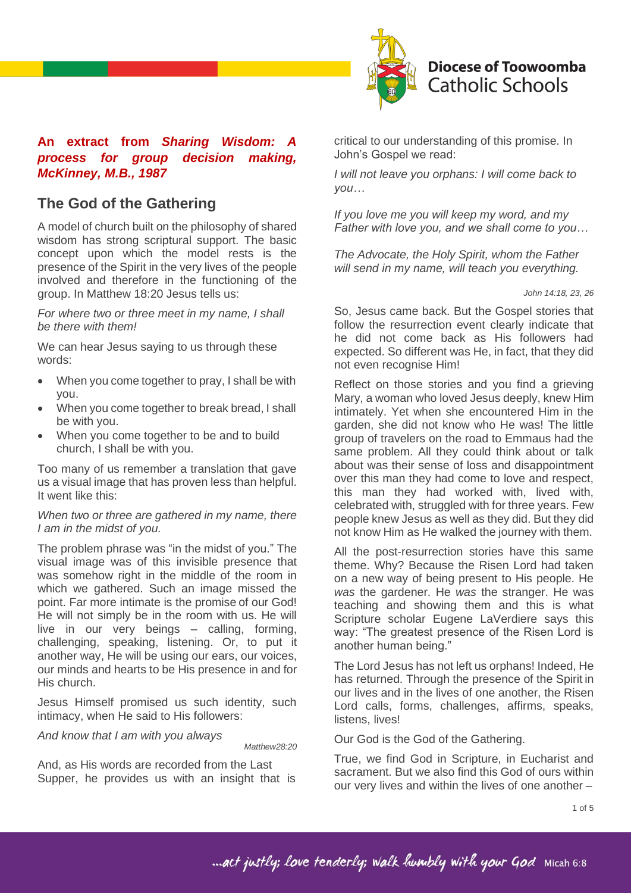**An extract from *Sharing Wisdom: A process for group decision making, McKinney, M.B., 1987***

## The God of the Gathering

A model of church built on the philosophy of shared wisdom has strong scriptural support. The basic concept upon which the model rests is the presence of the Spirit in the very lives of the people involved and therefore in the functioning of the group. In Matthew 18:20 Jesus tells us:

*For where two or three meet in my name, I shall be there with them!*

We can hear Jesus saying to us through these words:

- When you come together to pray, I shall be with you.
- When you come together to break bread, I shall be with you.
- When you come together to be and to build church, I shall be with you.

Too many of us remember a translation that gave us a visual image that has proven less than helpful. It went like this:

*When two or three are gathered in my name, there I am in the midst of you.*

The problem phrase was "in the midst of you." The visual image was of this invisible presence that was somehow right in the middle of the room in which we gathered. Such an image missed the point. Far more intimate is the promise of our God! He will not simply be in the room with us. He will live in our very beings – calling, forming, challenging, speaking, listening. Or, to put it another way, He will be using our ears, our voices, our minds and hearts to be His presence in and for His church.

Jesus Himself promised us such identity, such intimacy, when He said to His followers:

*And know that I am with you always*

*Matthew28:20*

And, as His words are recorded from the Last Supper, he provides us with an insight that is critical to our understanding of this promise. In John's Gospel we read:

*I will not leave you orphans: I will come back to you…*

*If you love me you will keep my word, and my Father with love you, and we shall come to you…*

*The Advocate, the Holy Spirit, whom the Father will send in my name, will teach you everything.*

*John 14:18, 23, 26*

So, Jesus came back. But the Gospel stories that follow the resurrection event clearly indicate that he did not come back as His followers had expected. So different was He, in fact, that they did not even recognise Him!

Reflect on those stories and you find a grieving Mary, a woman who loved Jesus deeply, knew Him intimately. Yet when she encountered Him in the garden, she did not know who He was! The little group of travelers on the road to Emmaus had the same problem. All they could think about or talk about was their sense of loss and disappointment over this man they had come to love and respect, this man they had worked with, lived with, celebrated with, struggled with for three years. Few people knew Jesus as well as they did. But they did not know Him as He walked the journey with them.

All the post-resurrection stories have this same theme. Why? Because the Risen Lord had taken on a new way of being present to His people. He *was* the gardener. He *was* the stranger. He was teaching and showing them and this is what Scripture scholar Eugene LaVerdiere says this way: "The greatest presence of the Risen Lord is another human being."

The Lord Jesus has not left us orphans! Indeed, He has returned. Through the presence of the Spirit in our lives and in the lives of one another, the Risen Lord calls, forms, challenges, affirms, speaks, listens, lives!

Our God is the God of the Gathering.

True, we find God in Scripture, in Eucharist and sacrament. But we also find this God of ours within our very lives and within the lives of one another –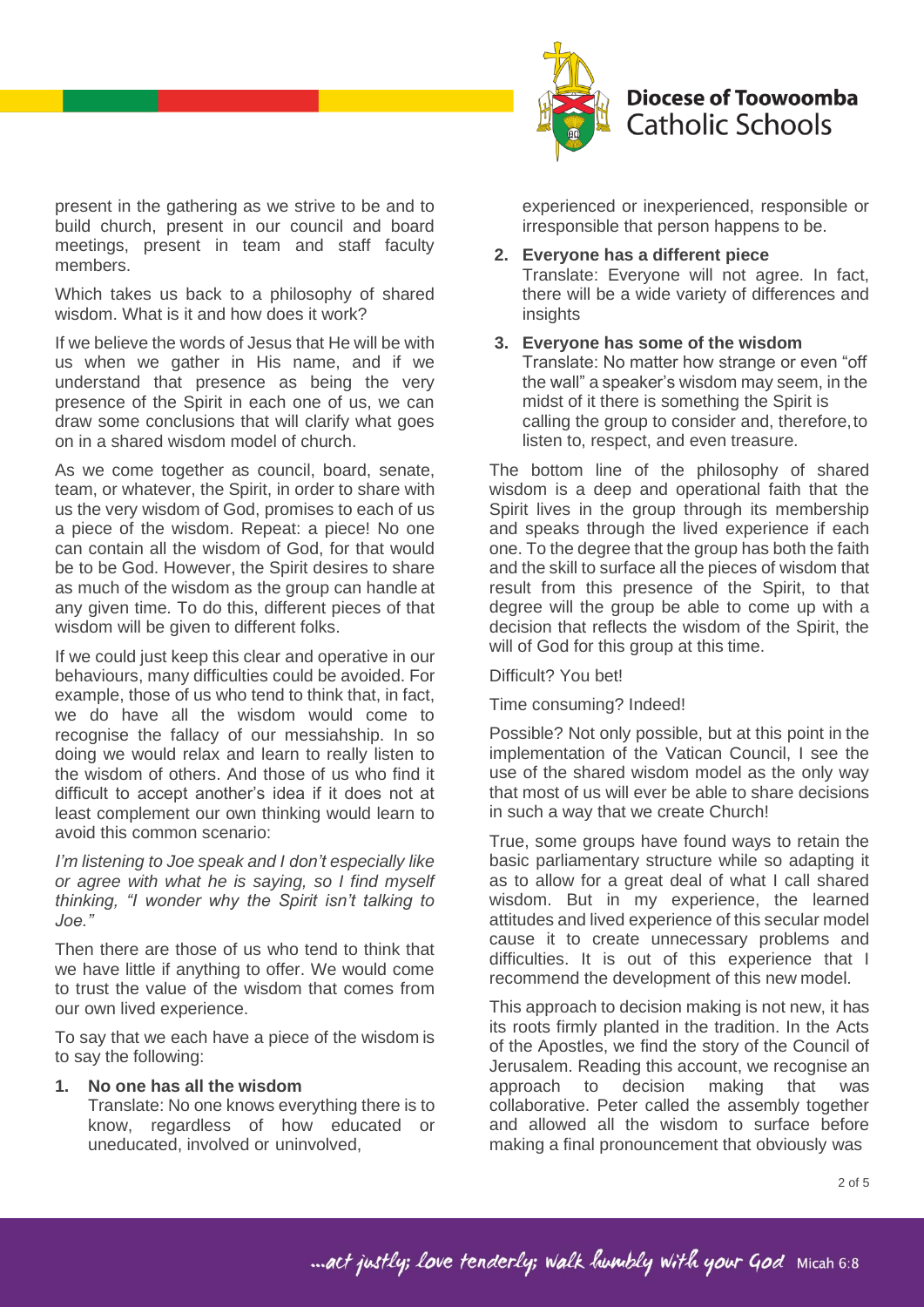present in the gathering as we strive to be and to build church, present in our council and board meetings, present in team and staff faculty members.

Which takes us back to a philosophy of shared wisdom. What is it and how does it work?

If we believe the words of Jesus that He will be with us when we gather in His name, and if we understand that presence as being the very presence of the Spirit in each one of us, we can draw some conclusions that will clarify what goes on in a shared wisdom model of church.

As we come together as council, board, senate, team, or whatever, the Spirit, in order to share with us the very wisdom of God, promises to each of us a piece of the wisdom. Repeat: a piece! No one can contain all the wisdom of God, for that would be to be God. However, the Spirit desires to share as much of the wisdom as the group can handle at any given time. To do this, different pieces of that wisdom will be given to different folks.

If we could just keep this clear and operative in our behaviours, many difficulties could be avoided. For example, those of us who tend to think that, in fact, we do have all the wisdom would come to recognise the fallacy of our messiahship. In so doing we would relax and learn to really listen to the wisdom of others. And those of us who find it difficult to accept another's idea if it does not at least complement our own thinking would learn to avoid this common scenario:

*I'm listening to Joe speak and I don't especially like or agree with what he is saying, so I find myself thinking, "I wonder why the Spirit isn't talking to Joe."*

Then there are those of us who tend to think that we have little if anything to offer. We would come to trust the value of the wisdom that comes from our own lived experience.

To say that we each have a piece of the wisdom is to say the following:

1. **No one has all the wisdom**
   Translate: No one knows everything there is to know, regardless of how educated or uneducated, involved or uninvolved, experienced or inexperienced, responsible or irresponsible that person happens to be.

2. **Everyone has a different piece**
   Translate: Everyone will not agree. In fact, there will be a wide variety of differences and insights

3. **Everyone has some of the wisdom**
   Translate: No matter how strange or even "off the wall" a speaker's wisdom may seem, in the midst of it there is something the Spirit is calling the group to consider and, therefore, to listen to, respect, and even treasure.

The bottom line of the philosophy of shared wisdom is a deep and operational faith that the Spirit lives in the group through its membership and speaks through the lived experience if each one. To the degree that the group has both the faith and the skill to surface all the pieces of wisdom that result from this presence of the Spirit, to that degree will the group be able to come up with a decision that reflects the wisdom of the Spirit, the will of God for this group at this time.

Difficult? You bet!

Time consuming? Indeed!

Possible? Not only possible, but at this point in the implementation of the Vatican Council, I see the use of the shared wisdom model as the only way that most of us will ever be able to share decisions in such a way that we create Church!

True, some groups have found ways to retain the basic parliamentary structure while so adapting it as to allow for a great deal of what I call shared wisdom. But in my experience, the learned attitudes and lived experience of this secular model cause it to create unnecessary problems and difficulties. It is out of this experience that I recommend the development of this new model.

This approach to decision making is not new, it has its roots firmly planted in the tradition. In the Acts of the Apostles, we find the story of the Council of Jerusalem. Reading this account, we recognise an approach to decision making that was collaborative. Peter called the assembly together and allowed all the wisdom to surface before making a final pronouncement that obviously was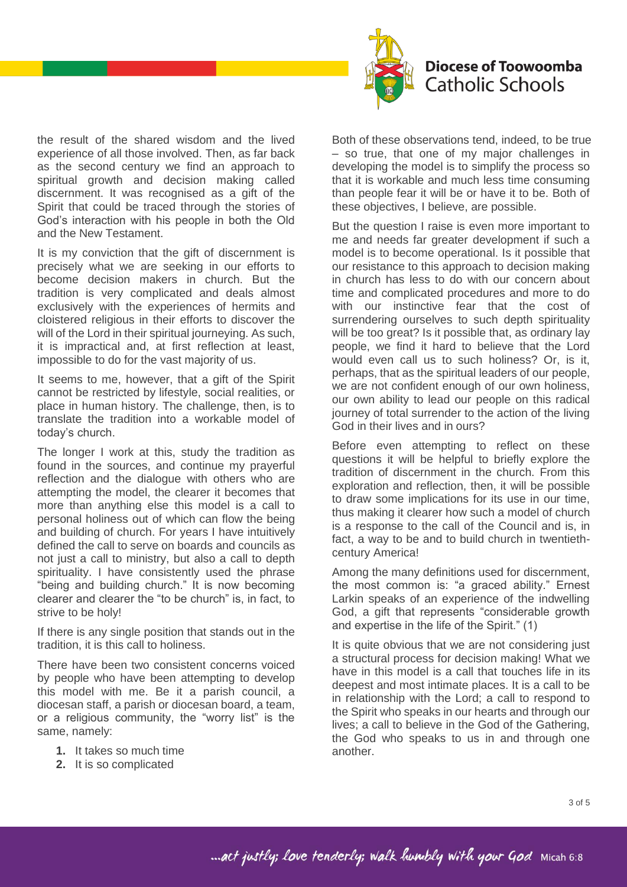the result of the shared wisdom and the lived experience of all those involved. Then, as far back as the second century we find an approach to spiritual growth and decision making called discernment. It was recognised as a gift of the Spirit that could be traced through the stories of God's interaction with his people in both the Old and the New Testament.

It is my conviction that the gift of discernment is precisely what we are seeking in our efforts to become decision makers in church. But the tradition is very complicated and deals almost exclusively with the experiences of hermits and cloistered religious in their efforts to discover the will of the Lord in their spiritual journeying. As such, it is impractical and, at first reflection at least, impossible to do for the vast majority of us.

It seems to me, however, that a gift of the Spirit cannot be restricted by lifestyle, social realities, or place in human history. The challenge, then, is to translate the tradition into a workable model of today's church.

The longer I work at this, study the tradition as found in the sources, and continue my prayerful reflection and the dialogue with others who are attempting the model, the clearer it becomes that more than anything else this model is a call to personal holiness out of which can flow the being and building of church. For years I have intuitively defined the call to serve on boards and councils as not just a call to ministry, but also a call to depth spirituality. I have consistently used the phrase "being and building church." It is now becoming clearer and clearer the "to be church" is, in fact, to strive to be holy!

If there is any single position that stands out in the tradition, it is this call to holiness.

There have been two consistent concerns voiced by people who have been attempting to develop this model with me. Be it a parish council, a diocesan staff, a parish or diocesan board, a team, or a religious community, the "worry list" is the same, namely:

1. It takes so much time
2. It is so complicated

Both of these observations tend, indeed, to be true – so true, that one of my major challenges in developing the model is to simplify the process so that it is workable and much less time consuming than people fear it will be or have it to be. Both of these objectives, I believe, are possible.

But the question I raise is even more important to me and needs far greater development if such a model is to become operational. Is it possible that our resistance to this approach to decision making in church has less to do with our concern about time and complicated procedures and more to do with our instinctive fear that the cost of surrendering ourselves to such depth spirituality will be too great? Is it possible that, as ordinary lay people, we find it hard to believe that the Lord would even call us to such holiness? Or, is it, perhaps, that as the spiritual leaders of our people, we are not confident enough of our own holiness, our own ability to lead our people on this radical journey of total surrender to the action of the living God in their lives and in ours?

Before even attempting to reflect on these questions it will be helpful to briefly explore the tradition of discernment in the church. From this exploration and reflection, then, it will be possible to draw some implications for its use in our time, thus making it clearer how such a model of church is a response to the call of the Council and is, in fact, a way to be and to build church in twentieth-century America!

Among the many definitions used for discernment, the most common is: "a graced ability." Ernest Larkin speaks of an experience of the indwelling God, a gift that represents "considerable growth and expertise in the life of the Spirit." (1)

It is quite obvious that we are not considering just a structural process for decision making! What we have in this model is a call that touches life in its deepest and most intimate places. It is a call to be in relationship with the Lord; a call to respond to the Spirit who speaks in our hearts and through our lives; a call to believe in the God of the Gathering, the God who speaks to us in and through one another.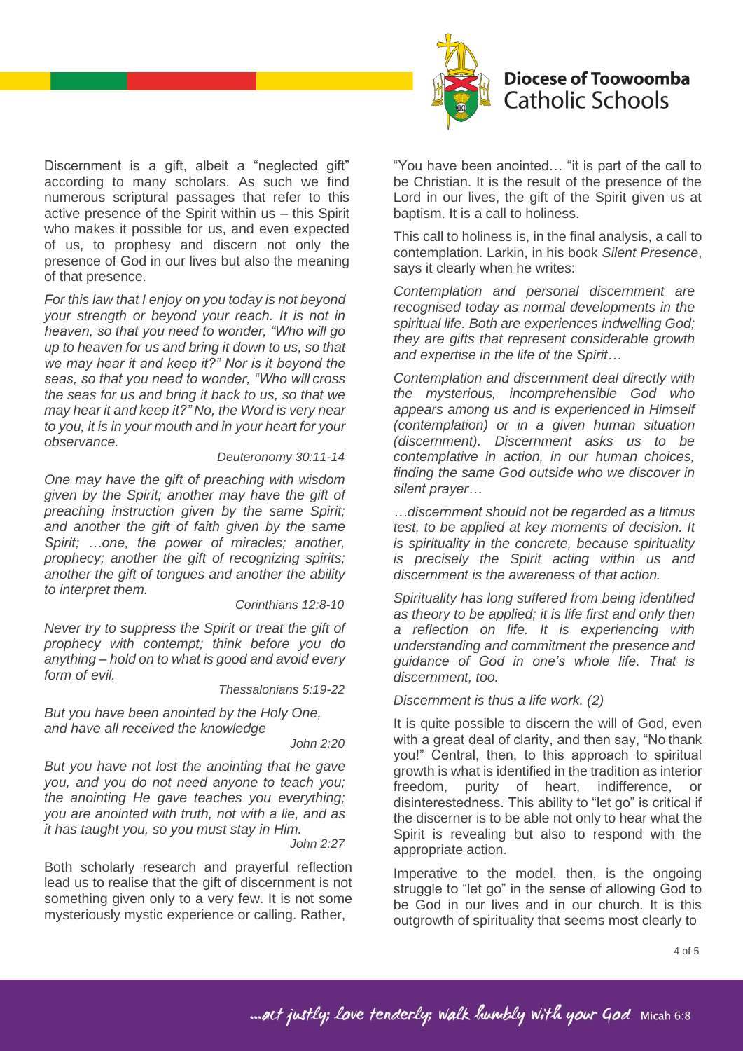Discernment is a gift, albeit a "neglected gift" according to many scholars. As such we find numerous scriptural passages that refer to this active presence of the Spirit within us – this Spirit who makes it possible for us, and even expected of us, to prophesy and discern not only the presence of God in our lives but also the meaning of that presence.

*For this law that I enjoy on you today is not beyond your strength or beyond your reach. It is not in heaven, so that you need to wonder, "Who will go up to heaven for us and bring it down to us, so that we may hear it and keep it?" Nor is it beyond the seas, so that you need to wonder, "Who will cross the seas for us and bring it back to us, so that we may hear it and keep it?" No, the Word is very near to you, it is in your mouth and in your heart for your observance.*

*Deuteronomy 30:11-14*

*One may have the gift of preaching with wisdom given by the Spirit; another may have the gift of preaching instruction given by the same Spirit; and another the gift of faith given by the same Spirit; …one, the power of miracles; another, prophecy; another the gift of recognizing spirits; another the gift of tongues and another the ability to interpret them.*

*Corinthians 12:8-10*

*Never try to suppress the Spirit or treat the gift of prophecy with contempt; think before you do anything – hold on to what is good and avoid every form of evil.*

*Thessalonians 5:19-22*

*But you have been anointed by the Holy One, and have all received the knowledge*

*John 2:20*

*But you have not lost the anointing that he gave you, and you do not need anyone to teach you; the anointing He gave teaches you everything; you are anointed with truth, not with a lie, and as it has taught you, so you must stay in Him.*

*John 2:27*

Both scholarly research and prayerful reflection lead us to realise that the gift of discernment is not something given only to a very few. It is not some mysteriously mystic experience or calling. Rather, "You have been anointed… "it is part of the call to be Christian. It is the result of the presence of the Lord in our lives, the gift of the Spirit given us at baptism. It is a call to holiness.

This call to holiness is, in the final analysis, a call to contemplation. Larkin, in his book *Silent Presence*, says it clearly when he writes:

*Contemplation and personal discernment are recognised today as normal developments in the spiritual life. Both are experiences indwelling God; they are gifts that represent considerable growth and expertise in the life of the Spirit…*

*Contemplation and discernment deal directly with the mysterious, incomprehensible God who appears among us and is experienced in Himself (contemplation) or in a given human situation (discernment). Discernment asks us to be contemplative in action, in our human choices, finding the same God outside who we discover in silent prayer…*

*…discernment should not be regarded as a litmus test, to be applied at key moments of decision. It is spirituality in the concrete, because spirituality is precisely the Spirit acting within us and discernment is the awareness of that action.*

*Spirituality has long suffered from being identified as theory to be applied; it is life first and only then a reflection on life. It is experiencing with understanding and commitment the presence and guidance of God in one's whole life. That is discernment, too.*

*Discernment is thus a life work. (2)*

It is quite possible to discern the will of God, even with a great deal of clarity, and then say, "No thank you!" Central, then, to this approach to spiritual growth is what is identified in the tradition as interior freedom, purity of heart, indifference, or disinterestedness. This ability to "let go" is critical if the discerner is to be able not only to hear what the Spirit is revealing but also to respond with the appropriate action.

Imperative to the model, then, is the ongoing struggle to "let go" in the sense of allowing God to be God in our lives and in our church. It is this outgrowth of spirituality that seems most clearly to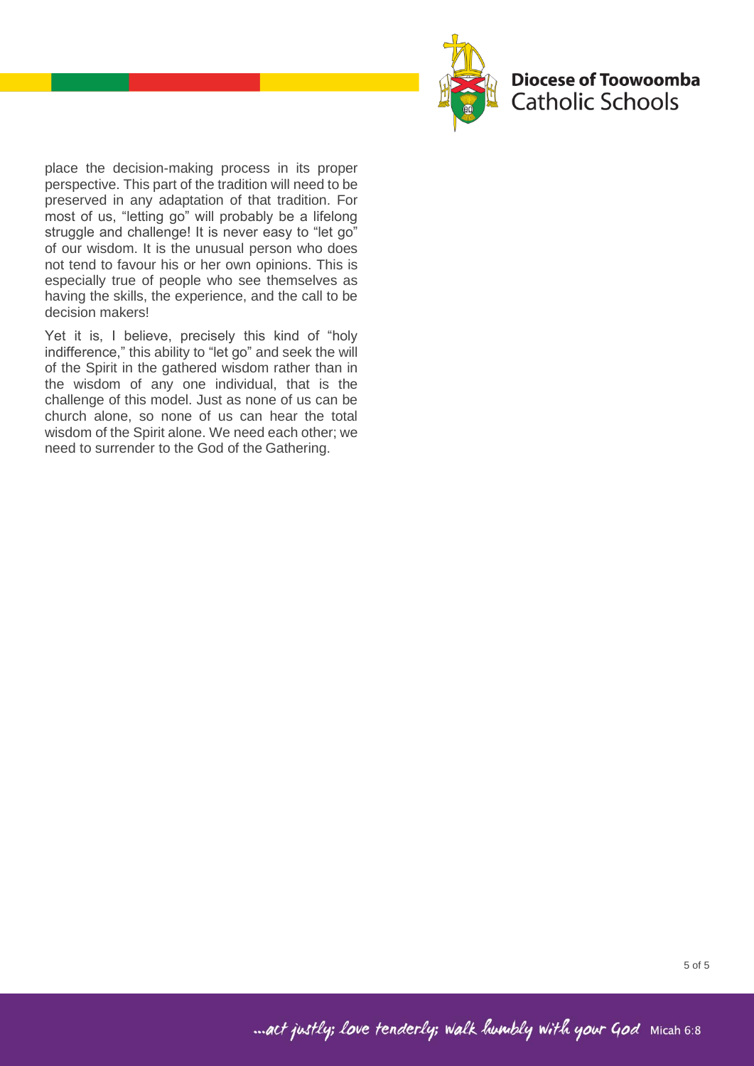place the decision-making process in its proper perspective. This part of the tradition will need to be preserved in any adaptation of that tradition. For most of us, "letting go" will probably be a lifelong struggle and challenge! It is never easy to "let go" of our wisdom. It is the unusual person who does not tend to favour his or her own opinions. This is especially true of people who see themselves as having the skills, the experience, and the call to be decision makers!

Yet it is, I believe, precisely this kind of "holy indifference," this ability to "let go" and seek the will of the Spirit in the gathered wisdom rather than in the wisdom of any one individual, that is the challenge of this model. Just as none of us can be church alone, so none of us can hear the total wisdom of the Spirit alone. We need each other; we need to surrender to the God of the Gathering.